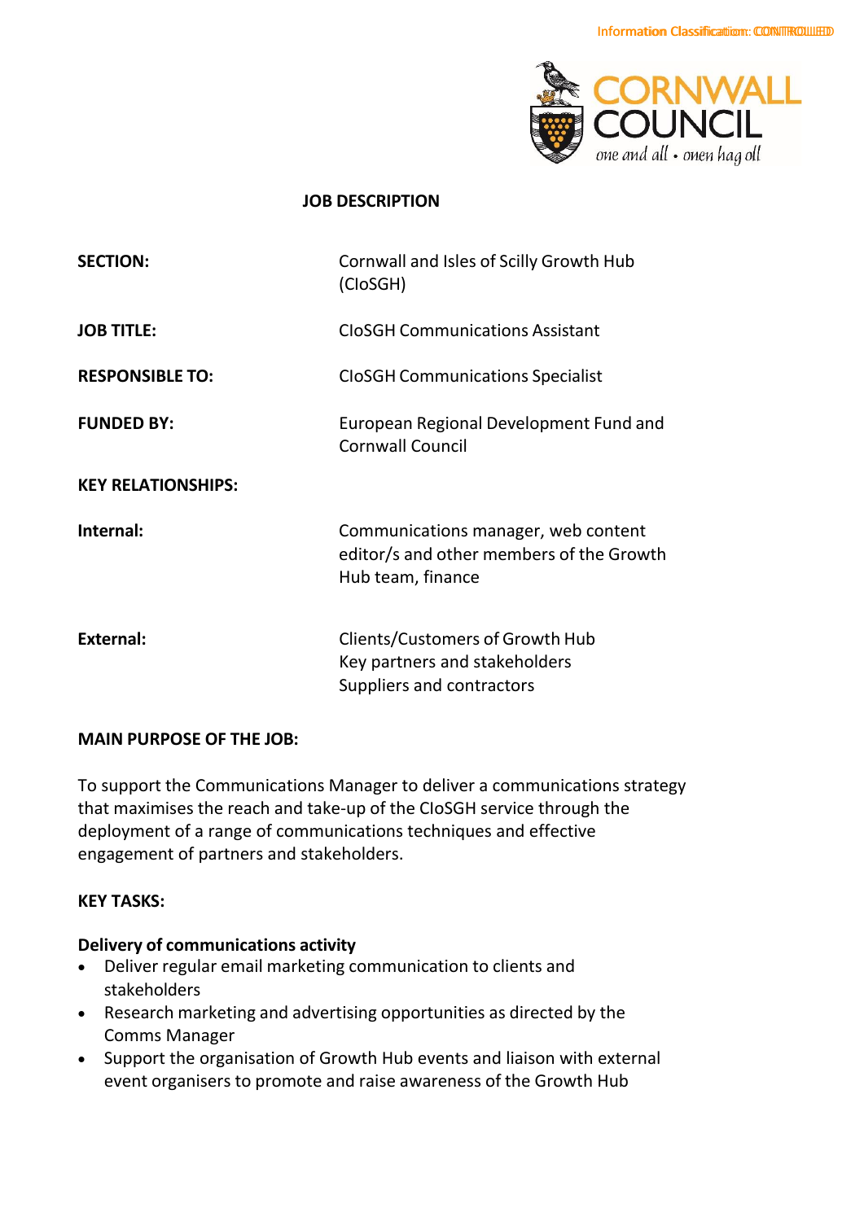Information Classification: CONTROLLED

CORNWALL COUNCIL
*one and all • onen hag oll*

# JOB DESCRIPTION

| | |
|---|---|
| **SECTION:** | Cornwall and Isles of Scilly Growth Hub (CIoSGH) |
| **JOB TITLE:** | CIoSGH Communications Assistant |
| **RESPONSIBLE TO:** | CIoSGH Communications Specialist |
| **FUNDED BY:** | European Regional Development Fund and Cornwall Council |
| **KEY RELATIONSHIPS:** | |
| **Internal:** | Communications manager, web content editor/s and other members of the Growth Hub team, finance |
| **External:** | Clients/Customers of Growth Hub<br>Key partners and stakeholders<br>Suppliers and contractors |

**MAIN PURPOSE OF THE JOB:**

To support the Communications Manager to deliver a communications strategy that maximises the reach and take-up of the CIoSGH service through the deployment of a range of communications techniques and effective engagement of partners and stakeholders.

**KEY TASKS:**

**Delivery of communications activity**

- Deliver regular email marketing communication to clients and stakeholders
- Research marketing and advertising opportunities as directed by the Comms Manager
- Support the organisation of Growth Hub events and liaison with external event organisers to promote and raise awareness of the Growth Hub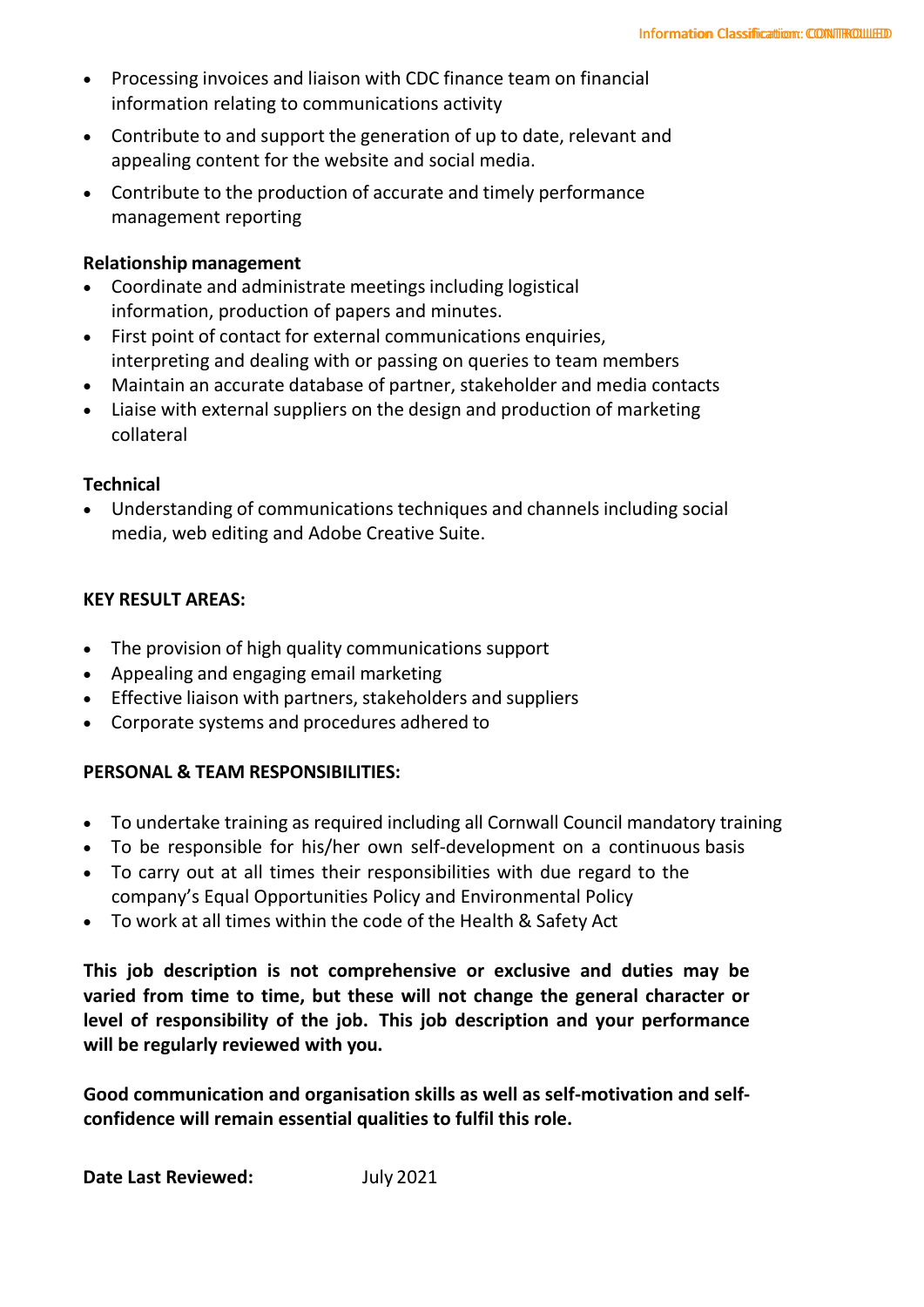- Processing invoices and liaison with CDC finance team on financial information relating to communications activity
- Contribute to and support the generation of up to date, relevant and appealing content for the website and social media.
- Contribute to the production of accurate and timely performance management reporting

**Relationship management**

- Coordinate and administrate meetings including logistical information, production of papers and minutes.
- First point of contact for external communications enquiries, interpreting and dealing with or passing on queries to team members
- Maintain an accurate database of partner, stakeholder and media contacts
- Liaise with external suppliers on the design and production of marketing collateral

**Technical**

- Understanding of communications techniques and channels including social media, web editing and Adobe Creative Suite.

**KEY RESULT AREAS:**

- The provision of high quality communications support
- Appealing and engaging email marketing
- Effective liaison with partners, stakeholders and suppliers
- Corporate systems and procedures adhered to

**PERSONAL & TEAM RESPONSIBILITIES:**

- To undertake training as required including all Cornwall Council mandatory training
- To be responsible for his/her own self-development on a continuous basis
- To carry out at all times their responsibilities with due regard to the company's Equal Opportunities Policy and Environmental Policy
- To work at all times within the code of the Health & Safety Act

**This job description is not comprehensive or exclusive and duties may be varied from time to time, but these will not change the general character or level of responsibility of the job. This job description and your performance will be regularly reviewed with you.**

**Good communication and organisation skills as well as self-motivation and self-confidence will remain essential qualities to fulfil this role.**

**Date Last Reviewed:** July 2021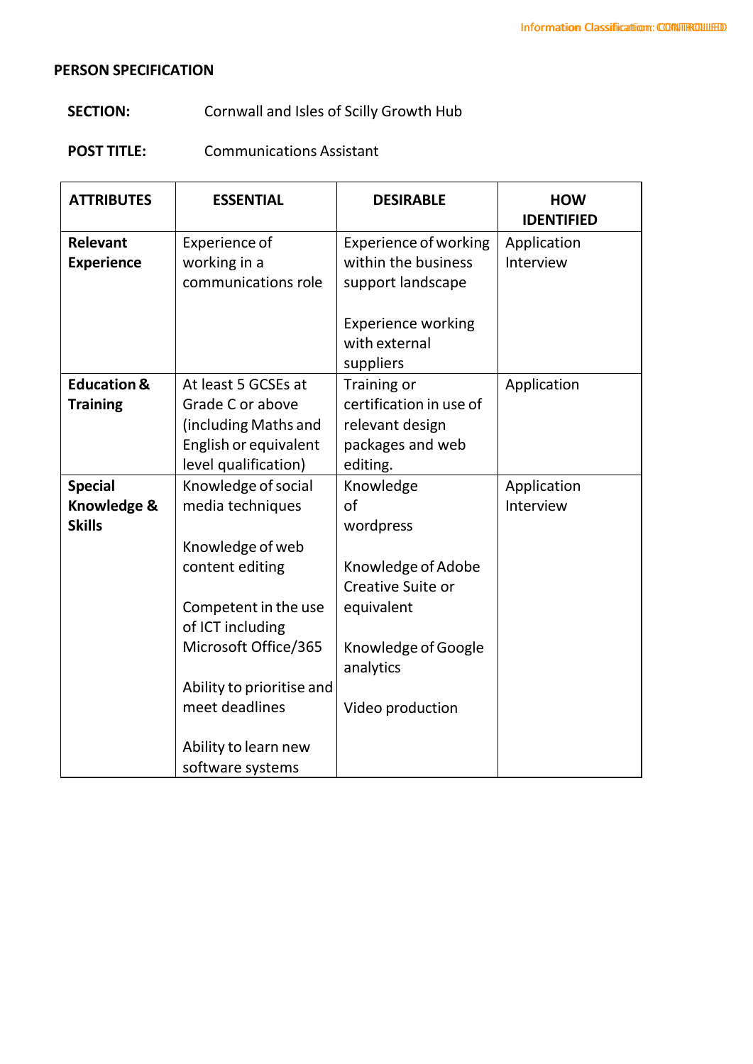**PERSON SPECIFICATION**

**SECTION:** Cornwall and Isles of Scilly Growth Hub

**POST TITLE:** Communications Assistant

| ATTRIBUTES | ESSENTIAL | DESIRABLE | HOW IDENTIFIED |
|---|---|---|---|
| **Relevant Experience** | Experience of working in a communications role | Experience of working within the business support landscape<br><br>Experience working with external suppliers | Application<br>Interview |
| **Education & Training** | At least 5 GCSEs at Grade C or above (including Maths and English or equivalent level qualification) | Training or certification in use of relevant design packages and web editing. | Application |
| **Special Knowledge & Skills** | Knowledge of social media techniques<br><br>Knowledge of web content editing<br><br>Competent in the use of ICT including Microsoft Office/365<br><br>Ability to prioritise and meet deadlines<br><br>Ability to learn new software systems | Knowledge of wordpress<br><br>Knowledge of Adobe Creative Suite or equivalent<br><br>Knowledge of Google analytics<br><br>Video production | Application<br>Interview |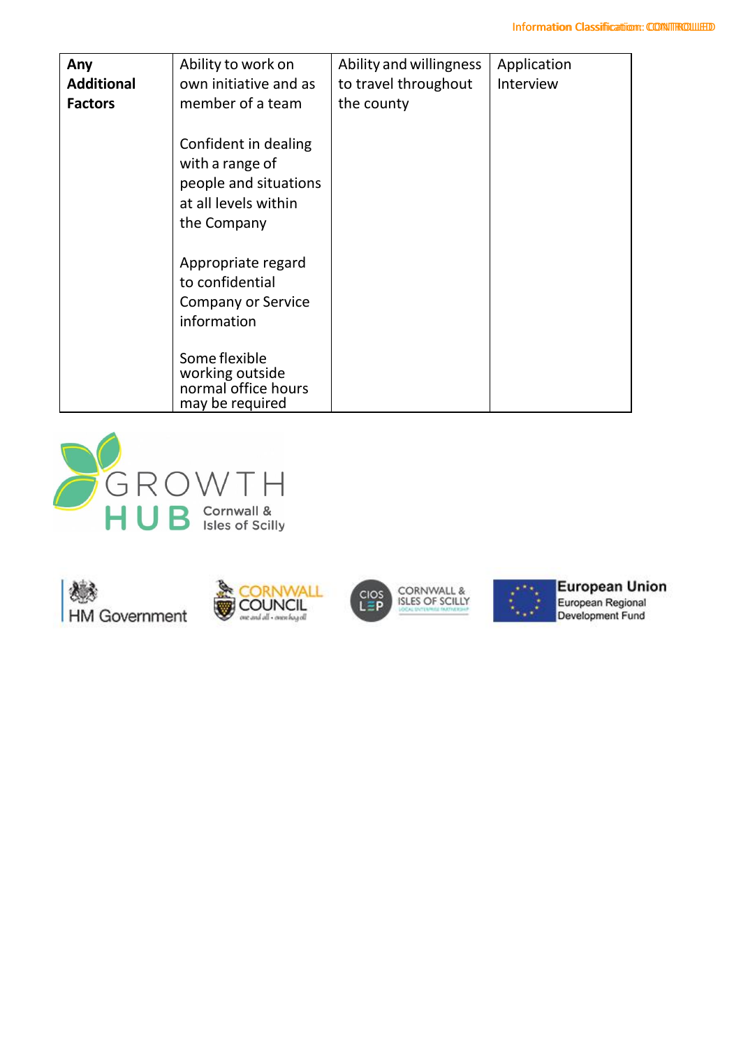| | | | |
|---|---|---|---|
| **Any Additional Factors** | Ability to work on own initiative and as member of a team<br><br>Confident in dealing with a range of people and situations at all levels within the Company<br><br>Appropriate regard to confidential Company or Service information<br><br>Some flexible working outside normal office hours may be required | Ability and willingness to travel throughout the county | Application Interview |

GROWTH HUB Cornwall & Isles of Scilly

HM Government

CORNWALL COUNCIL one and all • onen hag oll

CIOS LEP CORNWALL & ISLES OF SCILLY LOCAL ENTERPRISE PARTNERSHIP

European Union European Regional Development Fund